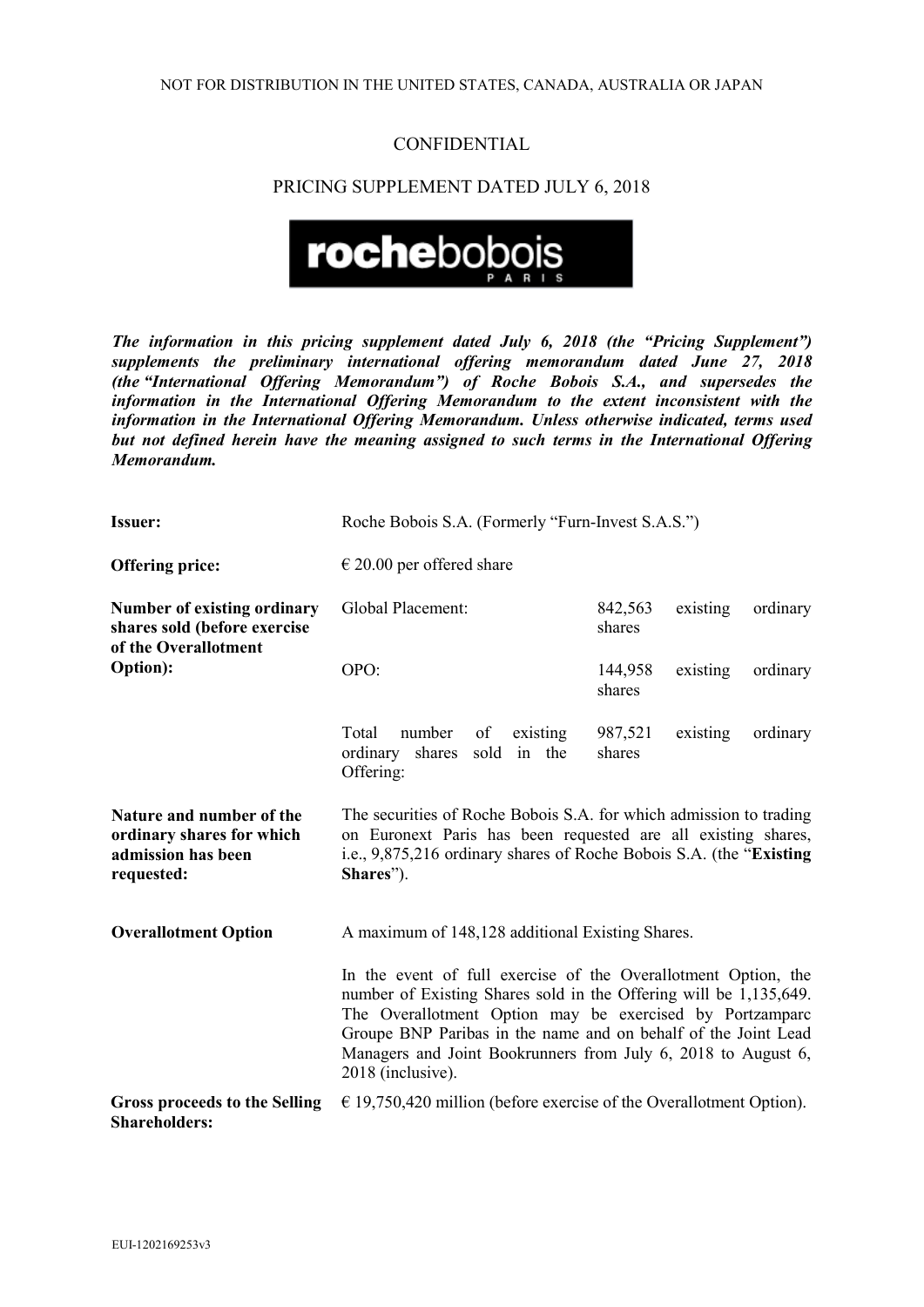NOT FOR DISTRIBUTION IN THE UNITED STATES, CANADA, AUSTRALIA OR JAPAN

CONFIDENTIAL

PRICING SUPPLEMENT DATED JULY 6, 2018

rochebobois PARIS

***The information in this pricing supplement dated July 6, 2018 (the "Pricing Supplement") supplements the preliminary international offering memorandum dated June 27, 2018 (the "International Offering Memorandum") of Roche Bobois S.A., and supersedes the information in the International Offering Memorandum to the extent inconsistent with the information in the International Offering Memorandum. Unless otherwise indicated, terms used but not defined herein have the meaning assigned to such terms in the International Offering Memorandum.***

| | | |
|---|---|---|
| **Issuer:** | Roche Bobois S.A. (Formerly "Furn-Invest S.A.S.") | |
| **Offering price:** | € 20.00 per offered share | |
| **Number of existing ordinary shares sold (before exercise of the Overallotment Option):** | Global Placement: | 842,563 existing ordinary shares |
| | OPO: | 144,958 existing ordinary shares |
| | Total number of existing ordinary shares sold in the Offering: | 987,521 existing ordinary shares |
| **Nature and number of the ordinary shares for which admission has been requested:** | The securities of Roche Bobois S.A. for which admission to trading on Euronext Paris has been requested are all existing shares, i.e., 9,875,216 ordinary shares of Roche Bobois S.A. (the "**Existing Shares**"). | |
| **Overallotment Option** | A maximum of 148,128 additional Existing Shares. | |
| | In the event of full exercise of the Overallotment Option, the number of Existing Shares sold in the Offering will be 1,135,649. The Overallotment Option may be exercised by Portzamparc Groupe BNP Paribas in the name and on behalf of the Joint Lead Managers and Joint Bookrunners from July 6, 2018 to August 6, 2018 (inclusive). | |
| **Gross proceeds to the Selling Shareholders:** | € 19,750,420 million (before exercise of the Overallotment Option). | |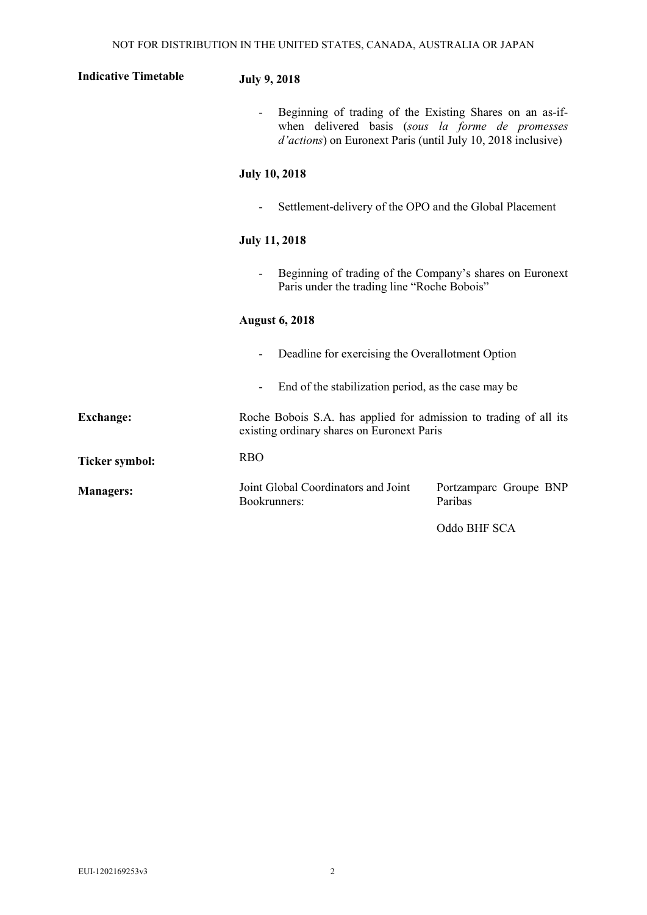| | |
|---|---|
| **Indicative Timetable** | **July 9, 2018**<br>- Beginning of trading of the Existing Shares on an as-if-when delivered basis (*sous la forme de promesses d'actions*) on Euronext Paris (until July 10, 2018 inclusive)<br>**July 10, 2018**<br>- Settlement-delivery of the OPO and the Global Placement<br>**July 11, 2018**<br>- Beginning of trading of the Company's shares on Euronext Paris under the trading line "Roche Bobois"<br>**August 6, 2018**<br>- Deadline for exercising the Overallotment Option<br>- End of the stabilization period, as the case may be |
| **Exchange:** | Roche Bobois S.A. has applied for admission to trading of all its existing ordinary shares on Euronext Paris |
| **Ticker symbol:** | RBO |
| **Managers:** | Joint Global Coordinators and Joint Bookrunners: Portzamparc Groupe BNP Paribas; Oddo BHF SCA |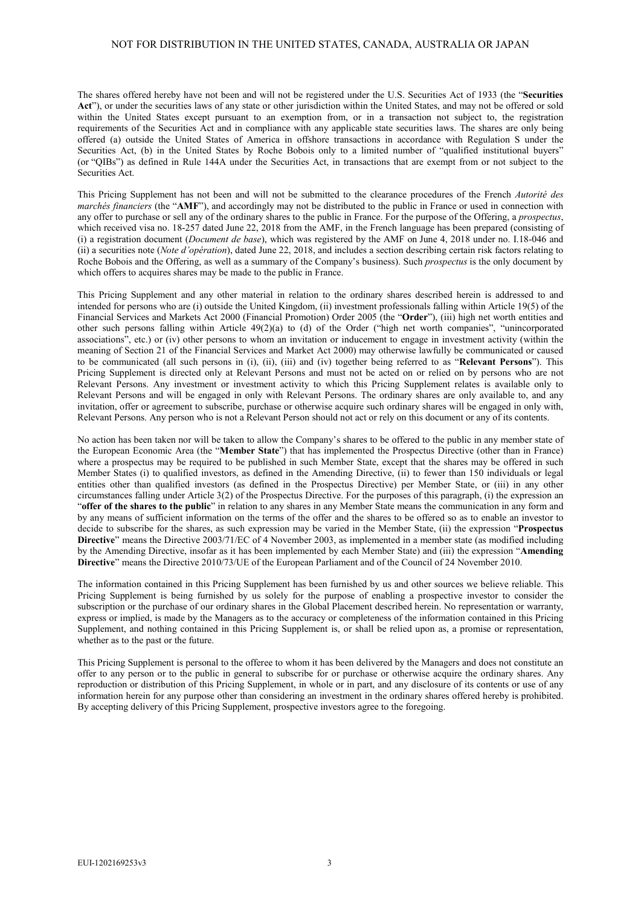NOT FOR DISTRIBUTION IN THE UNITED STATES, CANADA, AUSTRALIA OR JAPAN

The shares offered hereby have not been and will not be registered under the U.S. Securities Act of 1933 (the "**Securities Act**"), or under the securities laws of any state or other jurisdiction within the United States, and may not be offered or sold within the United States except pursuant to an exemption from, or in a transaction not subject to, the registration requirements of the Securities Act and in compliance with any applicable state securities laws. The shares are only being offered (a) outside the United States of America in offshore transactions in accordance with Regulation S under the Securities Act, (b) in the United States by Roche Bobois only to a limited number of "qualified institutional buyers" (or "QIBs") as defined in Rule 144A under the Securities Act, in transactions that are exempt from or not subject to the Securities Act.

This Pricing Supplement has not been and will not be submitted to the clearance procedures of the French *Autorité des marchés financiers* (the "**AMF**"), and accordingly may not be distributed to the public in France or used in connection with any offer to purchase or sell any of the ordinary shares to the public in France. For the purpose of the Offering, a *prospectus*, which received visa no. 18-257 dated June 22, 2018 from the AMF, in the French language has been prepared (consisting of (i) a registration document (*Document de base*), which was registered by the AMF on June 4, 2018 under no. I.18-046 and (ii) a securities note (*Note d'opération*), dated June 22, 2018, and includes a section describing certain risk factors relating to Roche Bobois and the Offering, as well as a summary of the Company's business). Such *prospectus* is the only document by which offers to acquires shares may be made to the public in France.

This Pricing Supplement and any other material in relation to the ordinary shares described herein is addressed to and intended for persons who are (i) outside the United Kingdom, (ii) investment professionals falling within Article 19(5) of the Financial Services and Markets Act 2000 (Financial Promotion) Order 2005 (the "**Order**"), (iii) high net worth entities and other such persons falling within Article 49(2)(a) to (d) of the Order ("high net worth companies", "unincorporated associations", etc.) or (iv) other persons to whom an invitation or inducement to engage in investment activity (within the meaning of Section 21 of the Financial Services and Market Act 2000) may otherwise lawfully be communicated or caused to be communicated (all such persons in (i), (ii), (iii) and (iv) together being referred to as "**Relevant Persons**"). This Pricing Supplement is directed only at Relevant Persons and must not be acted on or relied on by persons who are not Relevant Persons. Any investment or investment activity to which this Pricing Supplement relates is available only to Relevant Persons and will be engaged in only with Relevant Persons. The ordinary shares are only available to, and any invitation, offer or agreement to subscribe, purchase or otherwise acquire such ordinary shares will be engaged in only with, Relevant Persons. Any person who is not a Relevant Person should not act or rely on this document or any of its contents.

No action has been taken nor will be taken to allow the Company's shares to be offered to the public in any member state of the European Economic Area (the "**Member State**") that has implemented the Prospectus Directive (other than in France) where a prospectus may be required to be published in such Member State, except that the shares may be offered in such Member States (i) to qualified investors, as defined in the Amending Directive, (ii) to fewer than 150 individuals or legal entities other than qualified investors (as defined in the Prospectus Directive) per Member State, or (iii) in any other circumstances falling under Article 3(2) of the Prospectus Directive. For the purposes of this paragraph, (i) the expression an "**offer of the shares to the public**" in relation to any shares in any Member State means the communication in any form and by any means of sufficient information on the terms of the offer and the shares to be offered so as to enable an investor to decide to subscribe for the shares, as such expression may be varied in the Member State, (ii) the expression "**Prospectus Directive**" means the Directive 2003/71/EC of 4 November 2003, as implemented in a member state (as modified including by the Amending Directive, insofar as it has been implemented by each Member State) and (iii) the expression "**Amending Directive**" means the Directive 2010/73/UE of the European Parliament and of the Council of 24 November 2010.

The information contained in this Pricing Supplement has been furnished by us and other sources we believe reliable. This Pricing Supplement is being furnished by us solely for the purpose of enabling a prospective investor to consider the subscription or the purchase of our ordinary shares in the Global Placement described herein. No representation or warranty, express or implied, is made by the Managers as to the accuracy or completeness of the information contained in this Pricing Supplement, and nothing contained in this Pricing Supplement is, or shall be relied upon as, a promise or representation, whether as to the past or the future.

This Pricing Supplement is personal to the offeree to whom it has been delivered by the Managers and does not constitute an offer to any person or to the public in general to subscribe for or purchase or otherwise acquire the ordinary shares. Any reproduction or distribution of this Pricing Supplement, in whole or in part, and any disclosure of its contents or use of any information herein for any purpose other than considering an investment in the ordinary shares offered hereby is prohibited. By accepting delivery of this Pricing Supplement, prospective investors agree to the foregoing.

EUI-1202169253v3